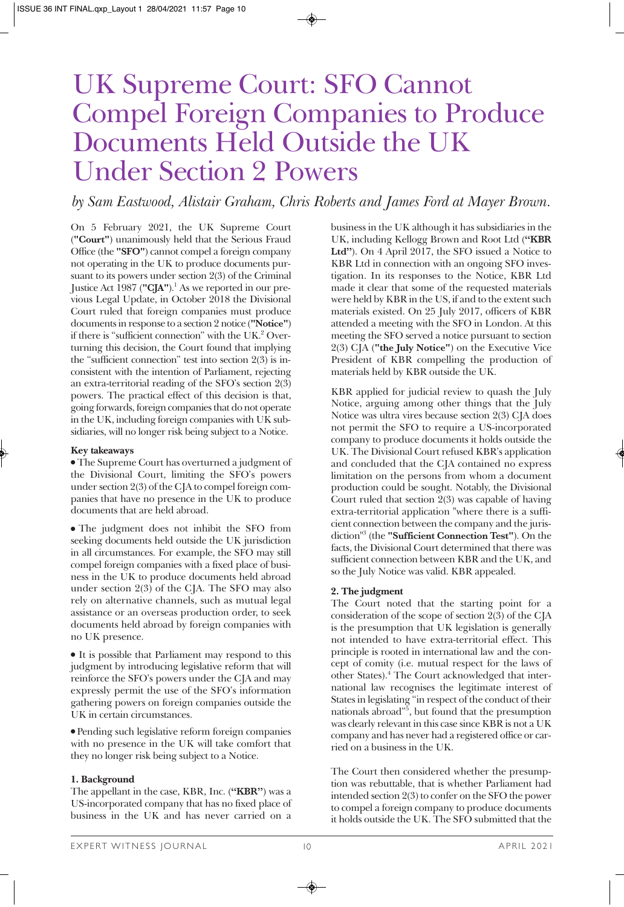# UK Supreme Court: SFO Cannot Compel Foreign Companies to Produce Documents Held Outside the UK Under Section 2 Powers

*by Sam Eastwood, Alistair Graham, Chris Roberts and James Ford at Mayer Brown.*

On 5 February 2021, the UK Supreme Court (**"Court"**) unanimously held that the Serious Fraud Office (the **"SFO"**) cannot compel a foreign company not operating in the UK to produce documents pursuant to its powers under section 2(3) of the Criminal Justice Act 1987 (**"CJA"**).[1] As we reported in our previous Legal Update, in October 2018 the Divisional Court ruled that foreign companies must produce documents in response to a section 2 notice (**"Notice"**) if there is "sufficient connection" with the UK.[2] Overturning this decision, the Court found that implying the "sufficient connection" test into section 2(3) is inconsistent with the intention of Parliament, rejecting an extra-territorial reading of the SFO's section 2(3) powers. The practical effect of this decision is that, going forwards, foreign companies that do not operate in the UK, including foreign companies with UK subsidiaries, will no longer risk being subject to a Notice.

**Key takeaways**

- The Supreme Court has overturned a judgment of the Divisional Court, limiting the SFO's powers under section 2(3) of the CJA to compel foreign companies that have no presence in the UK to produce documents that are held abroad.
- The judgment does not inhibit the SFO from seeking documents held outside the UK jurisdiction in all circumstances. For example, the SFO may still compel foreign companies with a fixed place of business in the UK to produce documents held abroad under section 2(3) of the CJA. The SFO may also rely on alternative channels, such as mutual legal assistance or an overseas production order, to seek documents held abroad by foreign companies with no UK presence.
- It is possible that Parliament may respond to this judgment by introducing legislative reform that will reinforce the SFO's powers under the CJA and may expressly permit the use of the SFO's information gathering powers on foreign companies outside the UK in certain circumstances.
- Pending such legislative reform foreign companies with no presence in the UK will take comfort that they no longer risk being subject to a Notice.

**1. Background**

The appellant in the case, KBR, Inc. (**"KBR"**) was a US-incorporated company that has no fixed place of business in the UK and has never carried on a business in the UK although it has subsidiaries in the UK, including Kellogg Brown and Root Ltd (**"KBR Ltd"**). On 4 April 2017, the SFO issued a Notice to KBR Ltd in connection with an ongoing SFO investigation. In its responses to the Notice, KBR Ltd made it clear that some of the requested materials were held by KBR in the US, if and to the extent such materials existed. On 25 July 2017, officers of KBR attended a meeting with the SFO in London. At this meeting the SFO served a notice pursuant to section 2(3) CJA (**"the July Notice"**) on the Executive Vice President of KBR compelling the production of materials held by KBR outside the UK.

KBR applied for judicial review to quash the July Notice, arguing among other things that the July Notice was ultra vires because section 2(3) CJA does not permit the SFO to require a US-incorporated company to produce documents it holds outside the UK. The Divisional Court refused KBR's application and concluded that the CJA contained no express limitation on the persons from whom a document production could be sought. Notably, the Divisional Court ruled that section 2(3) was capable of having extra-territorial application "where there is a sufficient connection between the company and the jurisdiction"[3] (the **"Sufficient Connection Test"**). On the facts, the Divisional Court determined that there was sufficient connection between KBR and the UK, and so the July Notice was valid. KBR appealed.

**2. The judgment**

The Court noted that the starting point for a consideration of the scope of section 2(3) of the CJA is the presumption that UK legislation is generally not intended to have extra-territorial effect. This principle is rooted in international law and the concept of comity (i.e. mutual respect for the laws of other States).[4] The Court acknowledged that international law recognises the legitimate interest of States in legislating "in respect of the conduct of their nationals abroad"[5], but found that the presumption was clearly relevant in this case since KBR is not a UK company and has never had a registered office or carried on a business in the UK.

The Court then considered whether the presumption was rebuttable, that is whether Parliament had intended section 2(3) to confer on the SFO the power to compel a foreign company to produce documents it holds outside the UK. The SFO submitted that the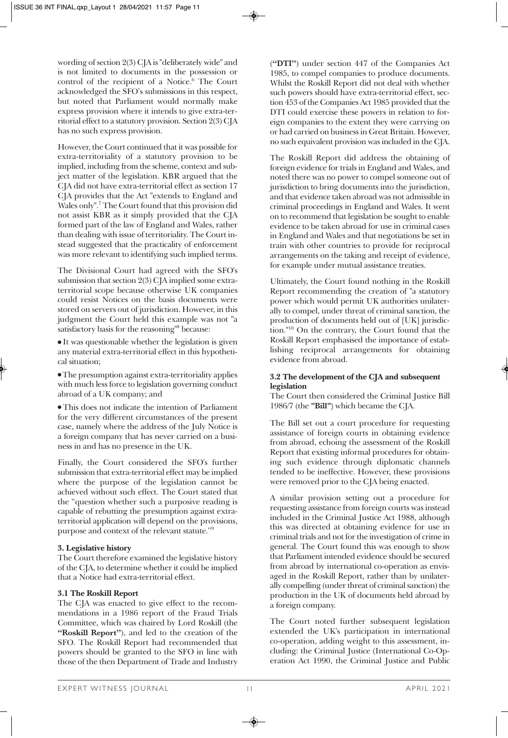wording of section 2(3) CJA is "deliberately wide" and is not limited to documents in the possession or control of the recipient of a Notice.[6] The Court acknowledged the SFO's submissions in this respect, but noted that Parliament would normally make express provision where it intends to give extra-territorial effect to a statutory provision. Section 2(3) CJA has no such express provision.

However, the Court continued that it was possible for extra-territoriality of a statutory provision to be implied, including from the scheme, context and subject matter of the legislation. KBR argued that the CJA did not have extra-territorial effect as section 17 CJA provides that the Act "extends to England and Wales only".[7] The Court found that this provision did not assist KBR as it simply provided that the CJA formed part of the law of England and Wales, rather than dealing with issue of territoriality. The Court instead suggested that the practicality of enforcement was more relevant to identifying such implied terms.

The Divisional Court had agreed with the SFO's submission that section 2(3) CJA implied some extra-territorial scope because otherwise UK companies could resist Notices on the basis documents were stored on servers out of jurisdiction. However, in this judgment the Court held this example was not "a satisfactory basis for the reasoning"[8] because:

- It was questionable whether the legislation is given any material extra-territorial effect in this hypothetical situation;
- The presumption against extra-territoriality applies with much less force to legislation governing conduct abroad of a UK company; and
- This does not indicate the intention of Parliament for the very different circumstances of the present case, namely where the address of the July Notice is a foreign company that has never carried on a business in and has no presence in the UK.

Finally, the Court considered the SFO's further submission that extra-territorial effect may be implied where the purpose of the legislation cannot be achieved without such effect. The Court stated that the "question whether such a purposive reading is capable of rebutting the presumption against extra-territorial application will depend on the provisions, purpose and context of the relevant statute."[9]

**3. Legislative history**

The Court therefore examined the legislative history of the CJA, to determine whether it could be implied that a Notice had extra-territorial effect.

**3.1 The Roskill Report**

The CJA was enacted to give effect to the recommendations in a 1986 report of the Fraud Trials Committee, which was chaired by Lord Roskill (the **"Roskill Report"**), and led to the creation of the SFO. The Roskill Report had recommended that powers should be granted to the SFO in line with those of the then Department of Trade and Industry (**"DTI"**) under section 447 of the Companies Act 1985, to compel companies to produce documents. Whilst the Roskill Report did not deal with whether such powers should have extra-territorial effect, section 453 of the Companies Act 1985 provided that the DTI could exercise these powers in relation to foreign companies to the extent they were carrying on or had carried on business in Great Britain. However, no such equivalent provision was included in the CJA.

The Roskill Report did address the obtaining of foreign evidence for trials in England and Wales, and noted there was no power to compel someone out of jurisdiction to bring documents into the jurisdiction, and that evidence taken abroad was not admissible in criminal proceedings in England and Wales. It went on to recommend that legislation be sought to enable evidence to be taken abroad for use in criminal cases in England and Wales and that negotiations be set in train with other countries to provide for reciprocal arrangements on the taking and receipt of evidence, for example under mutual assistance treaties.

Ultimately, the Court found nothing in the Roskill Report recommending the creation of "a statutory power which would permit UK authorities unilaterally to compel, under threat of criminal sanction, the production of documents held out of [UK] jurisdiction."[10] On the contrary, the Court found that the Roskill Report emphasised the importance of establishing reciprocal arrangements for obtaining evidence from abroad.

**3.2 The development of the CJA and subsequent legislation**

The Court then considered the Criminal Justice Bill 1986/7 (the **"Bill"**) which became the CJA.

The Bill set out a court procedure for requesting assistance of foreign courts in obtaining evidence from abroad, echoing the assessment of the Roskill Report that existing informal procedures for obtaining such evidence through diplomatic channels tended to be ineffective. However, these provisions were removed prior to the CJA being enacted.

A similar provision setting out a procedure for requesting assistance from foreign courts was instead included in the Criminal Justice Act 1988, although this was directed at obtaining evidence for use in criminal trials and not for the investigation of crime in general. The Court found this was enough to show that Parliament intended evidence should be secured from abroad by international co-operation as envisaged in the Roskill Report, rather than by unilaterally compelling (under threat of criminal sanction) the production in the UK of documents held abroad by a foreign company.

The Court noted further subsequent legislation extended the UK's participation in international co-operation, adding weight to this assessment, including: the Criminal Justice (International Co-Operation Act 1990, the Criminal Justice and Public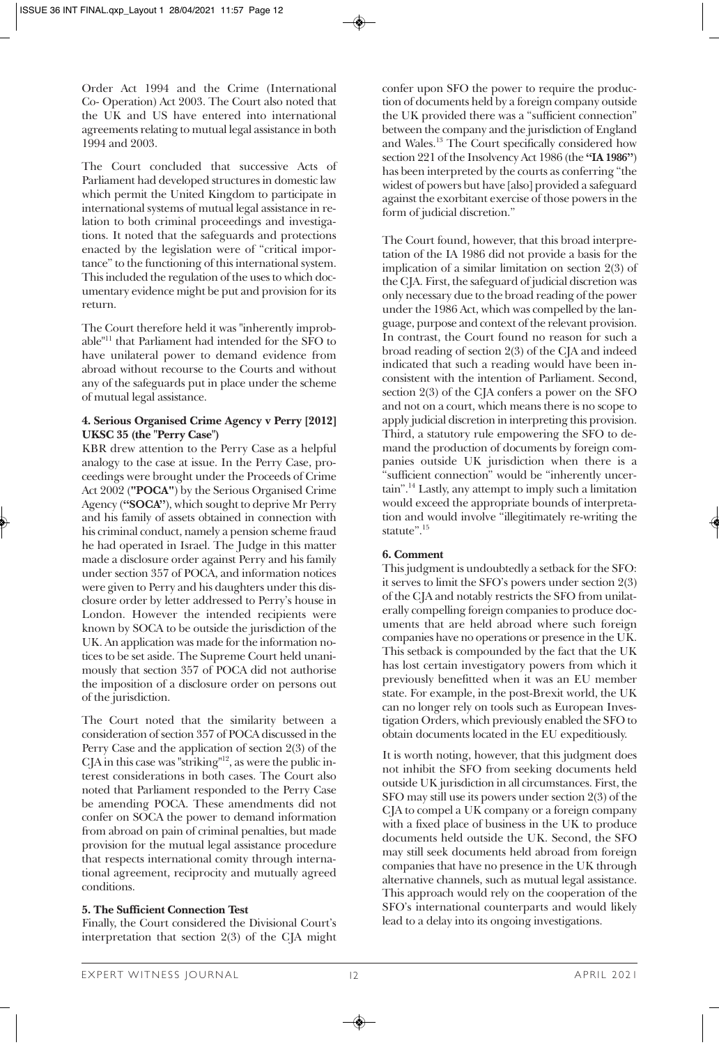Order Act 1994 and the Crime (International Co- Operation) Act 2003. The Court also noted that the UK and US have entered into international agreements relating to mutual legal assistance in both 1994 and 2003.

The Court concluded that successive Acts of Parliament had developed structures in domestic law which permit the United Kingdom to participate in international systems of mutual legal assistance in relation to both criminal proceedings and investigations. It noted that the safeguards and protections enacted by the legislation were of "critical importance" to the functioning of this international system. This included the regulation of the uses to which documentary evidence might be put and provision for its return.

The Court therefore held it was "inherently improbable"[11] that Parliament had intended for the SFO to have unilateral power to demand evidence from abroad without recourse to the Courts and without any of the safeguards put in place under the scheme of mutual legal assistance.

#### 4. Serious Organised Crime Agency v Perry [2012] UKSC 35 (the "Perry Case")

KBR drew attention to the Perry Case as a helpful analogy to the case at issue. In the Perry Case, proceedings were brought under the Proceeds of Crime Act 2002 (**"POCA"**) by the Serious Organised Crime Agency (**"SOCA"**), which sought to deprive Mr Perry and his family of assets obtained in connection with his criminal conduct, namely a pension scheme fraud he had operated in Israel. The Judge in this matter made a disclosure order against Perry and his family under section 357 of POCA, and information notices were given to Perry and his daughters under this disclosure order by letter addressed to Perry's house in London. However the intended recipients were known by SOCA to be outside the jurisdiction of the UK. An application was made for the information notices to be set aside. The Supreme Court held unanimously that section 357 of POCA did not authorise the imposition of a disclosure order on persons out of the jurisdiction.

The Court noted that the similarity between a consideration of section 357 of POCA discussed in the Perry Case and the application of section 2(3) of the CJA in this case was "striking"[12], as were the public interest considerations in both cases. The Court also noted that Parliament responded to the Perry Case be amending POCA. These amendments did not confer on SOCA the power to demand information from abroad on pain of criminal penalties, but made provision for the mutual legal assistance procedure that respects international comity through international agreement, reciprocity and mutually agreed conditions.

#### 5. The Sufficient Connection Test

Finally, the Court considered the Divisional Court's interpretation that section 2(3) of the CJA might confer upon SFO the power to require the production of documents held by a foreign company outside the UK provided there was a "sufficient connection" between the company and the jurisdiction of England and Wales.[13] The Court specifically considered how section 221 of the Insolvency Act 1986 (the **"IA 1986"**) has been interpreted by the courts as conferring "the widest of powers but have [also] provided a safeguard against the exorbitant exercise of those powers in the form of judicial discretion."

The Court found, however, that this broad interpretation of the IA 1986 did not provide a basis for the implication of a similar limitation on section 2(3) of the CJA. First, the safeguard of judicial discretion was only necessary due to the broad reading of the power under the 1986 Act, which was compelled by the language, purpose and context of the relevant provision. In contrast, the Court found no reason for such a broad reading of section 2(3) of the CJA and indeed indicated that such a reading would have been inconsistent with the intention of Parliament. Second, section 2(3) of the CJA confers a power on the SFO and not on a court, which means there is no scope to apply judicial discretion in interpreting this provision. Third, a statutory rule empowering the SFO to demand the production of documents by foreign companies outside UK jurisdiction when there is a "sufficient connection" would be "inherently uncertain".[14] Lastly, any attempt to imply such a limitation would exceed the appropriate bounds of interpretation and would involve "illegitimately re-writing the statute".[15]

#### 6. Comment

This judgment is undoubtedly a setback for the SFO: it serves to limit the SFO's powers under section 2(3) of the CJA and notably restricts the SFO from unilaterally compelling foreign companies to produce documents that are held abroad where such foreign companies have no operations or presence in the UK. This setback is compounded by the fact that the UK has lost certain investigatory powers from which it previously benefitted when it was an EU member state. For example, in the post-Brexit world, the UK can no longer rely on tools such as European Investigation Orders, which previously enabled the SFO to obtain documents located in the EU expeditiously.

It is worth noting, however, that this judgment does not inhibit the SFO from seeking documents held outside UK jurisdiction in all circumstances. First, the SFO may still use its powers under section 2(3) of the CJA to compel a UK company or a foreign company with a fixed place of business in the UK to produce documents held outside the UK. Second, the SFO may still seek documents held abroad from foreign companies that have no presence in the UK through alternative channels, such as mutual legal assistance. This approach would rely on the cooperation of the SFO's international counterparts and would likely lead to a delay into its ongoing investigations.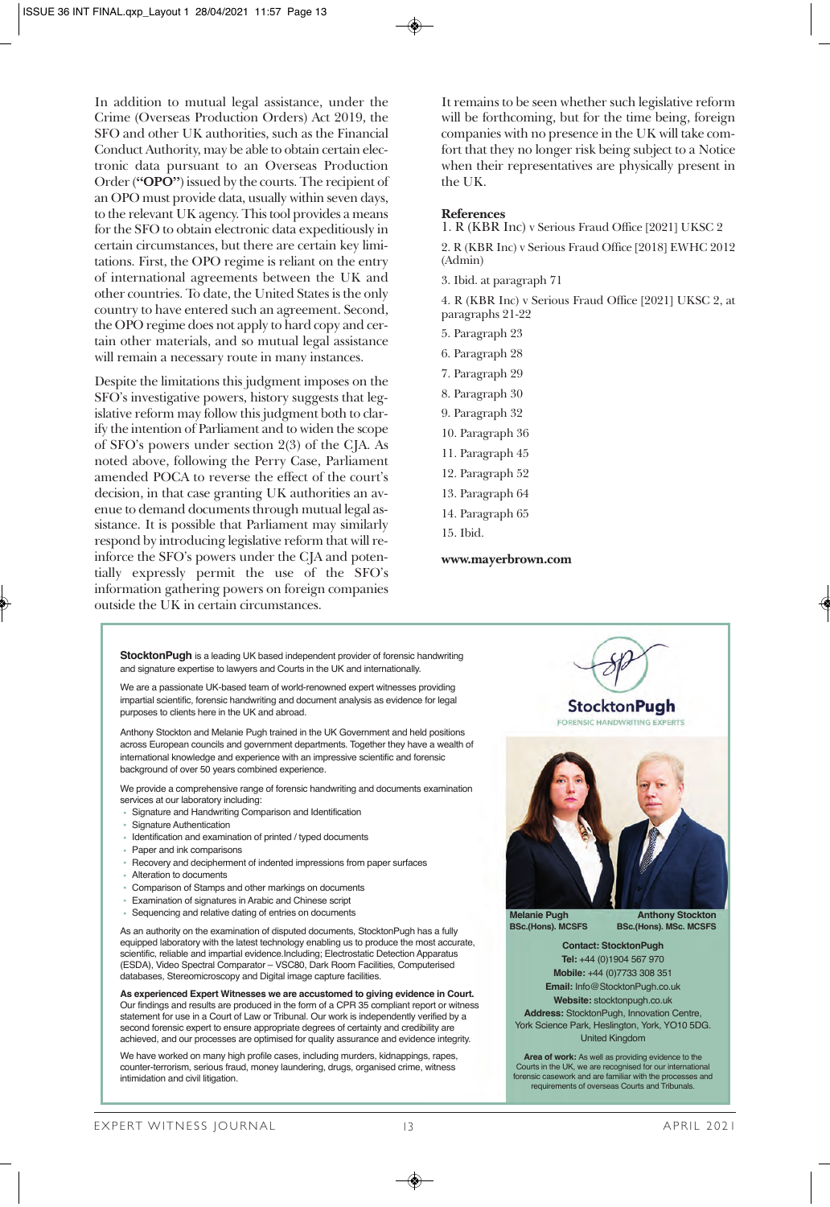In addition to mutual legal assistance, under the Crime (Overseas Production Orders) Act 2019, the SFO and other UK authorities, such as the Financial Conduct Authority, may be able to obtain certain electronic data pursuant to an Overseas Production Order (**"OPO"**) issued by the courts. The recipient of an OPO must provide data, usually within seven days, to the relevant UK agency. This tool provides a means for the SFO to obtain electronic data expeditiously in certain circumstances, but there are certain key limitations. First, the OPO regime is reliant on the entry of international agreements between the UK and other countries. To date, the United States is the only country to have entered such an agreement. Second, the OPO regime does not apply to hard copy and certain other materials, and so mutual legal assistance will remain a necessary route in many instances.

Despite the limitations this judgment imposes on the SFO's investigative powers, history suggests that legislative reform may follow this judgment both to clarify the intention of Parliament and to widen the scope of SFO's powers under section 2(3) of the CJA. As noted above, following the Perry Case, Parliament amended POCA to reverse the effect of the court's decision, in that case granting UK authorities an avenue to demand documents through mutual legal assistance. It is possible that Parliament may similarly respond by introducing legislative reform that will reinforce the SFO's powers under the CJA and potentially expressly permit the use of the SFO's information gathering powers on foreign companies outside the UK in certain circumstances.

It remains to be seen whether such legislative reform will be forthcoming, but for the time being, foreign companies with no presence in the UK will take comfort that they no longer risk being subject to a Notice when their representatives are physically present in the UK.

**References**

1. R (KBR Inc) v Serious Fraud Office [2021] UKSC 2
2. R (KBR Inc) v Serious Fraud Office [2018] EWHC 2012 (Admin)
3. Ibid. at paragraph 71
4. R (KBR Inc) v Serious Fraud Office [2021] UKSC 2, at paragraphs 21-22
5. Paragraph 23
6. Paragraph 28
7. Paragraph 29
8. Paragraph 30
9. Paragraph 32
10. Paragraph 36
11. Paragraph 45
12. Paragraph 52
13. Paragraph 64
14. Paragraph 65
15. Ibid.

**www.mayerbrown.com**

---

**StocktonPugh** is a leading UK based independent provider of forensic handwriting and signature expertise to lawyers and Courts in the UK and internationally.

We are a passionate UK-based team of world-renowned expert witnesses providing impartial scientific, forensic handwriting and document analysis as evidence for legal purposes to clients here in the UK and abroad.

Anthony Stockton and Melanie Pugh trained in the UK Government and held positions across European councils and government departments. Together they have a wealth of international knowledge and experience with an impressive scientific and forensic background of over 50 years combined experience.

We provide a comprehensive range of forensic handwriting and documents examination services at our laboratory including:

- Signature and Handwriting Comparison and Identification
- Signature Authentication
- Identification and examination of printed / typed documents
- Paper and ink comparisons
- Recovery and decipherment of indented impressions from paper surfaces
- Alteration to documents
- Comparison of Stamps and other markings on documents
- Examination of signatures in Arabic and Chinese script
- Sequencing and relative dating of entries on documents

As an authority on the examination of disputed documents, StocktonPugh has a fully equipped laboratory with the latest technology enabling us to produce the most accurate, scientific, reliable and impartial evidence.Including; Electrostatic Detection Apparatus (ESDA), Video Spectral Comparator – VSC80, Dark Room Facilities, Computerised databases, Stereomicroscopy and Digital image capture facilities.

**As experienced Expert Witnesses we are accustomed to giving evidence in Court.** Our findings and results are produced in the form of a CPR 35 compliant report or witness statement for use in a Court of Law or Tribunal. Our work is independently verified by a second forensic expert to ensure appropriate degrees of certainty and credibility are achieved, and our processes are optimised for quality assurance and evidence integrity.

We have worked on many high profile cases, including murders, kidnappings, rapes, counter-terrorism, serious fraud, money laundering, drugs, organised crime, witness intimidation and civil litigation.

StocktonPugh
FORENSIC HANDWRITING EXPERTS

**Melanie Pugh**
**BSc.(Hons). MCSFS**

**Anthony Stockton**
**BSc.(Hons). MSc. MCSFS**

**Contact: StocktonPugh**
**Tel:** +44 (0)1904 567 970
**Mobile:** +44 (0)7733 308 351
**Email:** Info@StocktonPugh.co.uk
**Website:** stocktonpugh.co.uk
**Address:** StocktonPugh, Innovation Centre, York Science Park, Heslington, York, YO10 5DG. United Kingdom

**Area of work:** As well as providing evidence to the Courts in the UK, we are recognised for our international forensic casework and are familiar with the processes and requirements of overseas Courts and Tribunals.